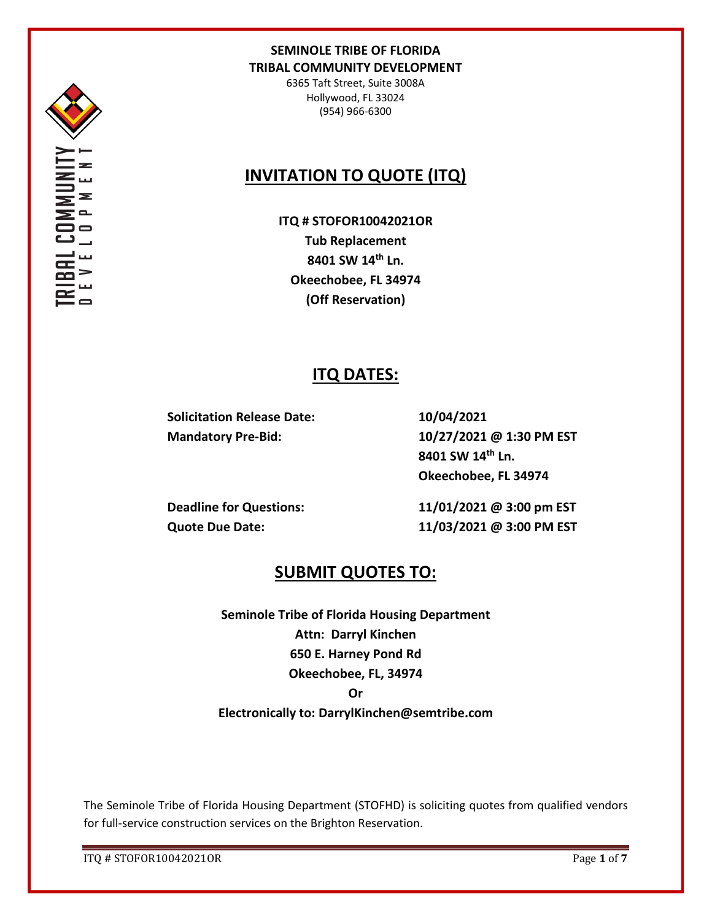**SEMINOLE TRIBE OF FLORIDA**
**TRIBAL COMMUNITY DEVELOPMENT**
6365 Taft Street, Suite 3008A
Hollywood, FL 33024
(954) 966-6300

# INVITATION TO QUOTE (ITQ)

**ITQ # STOFOR10042021OR**
**Tub Replacement**
**8401 SW 14th Ln.**
**Okeechobee, FL 34974**
**(Off Reservation)**

## ITQ DATES:

| | |
|---|---|
| **Solicitation Release Date:** | **10/04/2021** |
| **Mandatory Pre-Bid:** | **10/27/2021 @ 1:30 PM EST**<br>**8401 SW 14th Ln.**<br>**Okeechobee, FL 34974** |
| **Deadline for Questions:** | **11/01/2021 @ 3:00 pm EST** |
| **Quote Due Date:** | **11/03/2021 @ 3:00 PM EST** |

## SUBMIT QUOTES TO:

**Seminole Tribe of Florida Housing Department**
**Attn: Darryl Kinchen**
**650 E. Harney Pond Rd**
**Okeechobee, FL, 34974**
**Or**
**Electronically to: DarrylKinchen@semtribe.com**

The Seminole Tribe of Florida Housing Department (STOFHD) is soliciting quotes from qualified vendors for full-service construction services on the Brighton Reservation.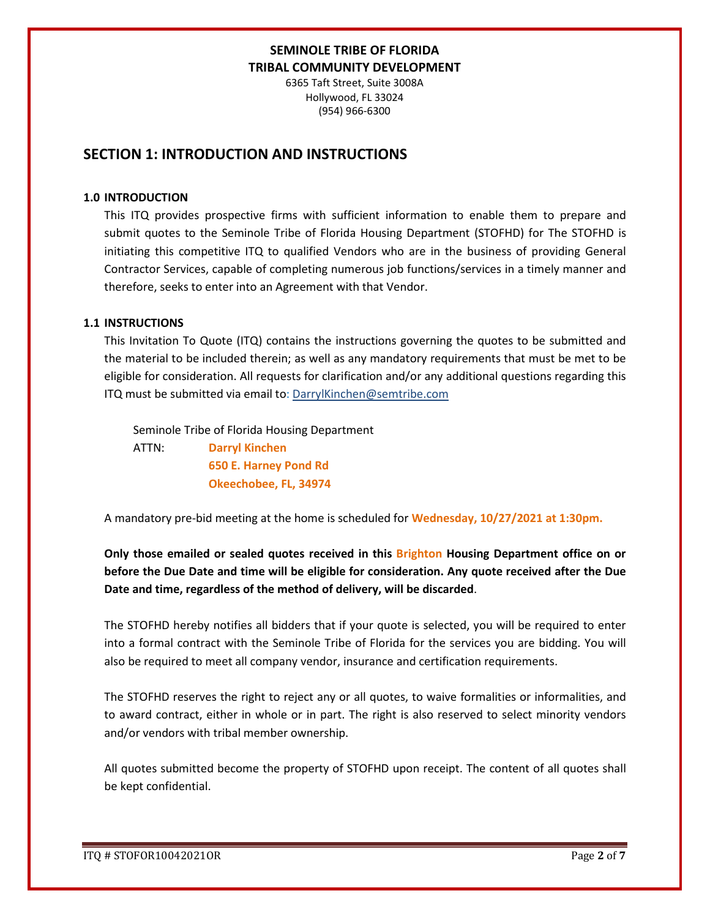**SEMINOLE TRIBE OF FLORIDA**
**TRIBAL COMMUNITY DEVELOPMENT**
6365 Taft Street, Suite 3008A
Hollywood, FL 33024
(954) 966-6300

# SECTION 1: INTRODUCTION AND INSTRUCTIONS

## 1.0 INTRODUCTION

This ITQ provides prospective firms with sufficient information to enable them to prepare and submit quotes to the Seminole Tribe of Florida Housing Department (STOFHD) for The STOFHD is initiating this competitive ITQ to qualified Vendors who are in the business of providing General Contractor Services, capable of completing numerous job functions/services in a timely manner and therefore, seeks to enter into an Agreement with that Vendor.

## 1.1 INSTRUCTIONS

This Invitation To Quote (ITQ) contains the instructions governing the quotes to be submitted and the material to be included therein; as well as any mandatory requirements that must be met to be eligible for consideration. All requests for clarification and/or any additional questions regarding this ITQ must be submitted via email to: DarrylKinchen@semtribe.com

Seminole Tribe of Florida Housing Department
ATTN: **Darryl Kinchen**
**650 E. Harney Pond Rd**
**Okeechobee, FL, 34974**

A mandatory pre-bid meeting at the home is scheduled for **Wednesday, 10/27/2021 at 1:30pm.**

**Only those emailed or sealed quotes received in this Brighton Housing Department office on or before the Due Date and time will be eligible for consideration. Any quote received after the Due Date and time, regardless of the method of delivery, will be discarded**.

The STOFHD hereby notifies all bidders that if your quote is selected, you will be required to enter into a formal contract with the Seminole Tribe of Florida for the services you are bidding. You will also be required to meet all company vendor, insurance and certification requirements.

The STOFHD reserves the right to reject any or all quotes, to waive formalities or informalities, and to award contract, either in whole or in part. The right is also reserved to select minority vendors and/or vendors with tribal member ownership.

All quotes submitted become the property of STOFHD upon receipt. The content of all quotes shall be kept confidential.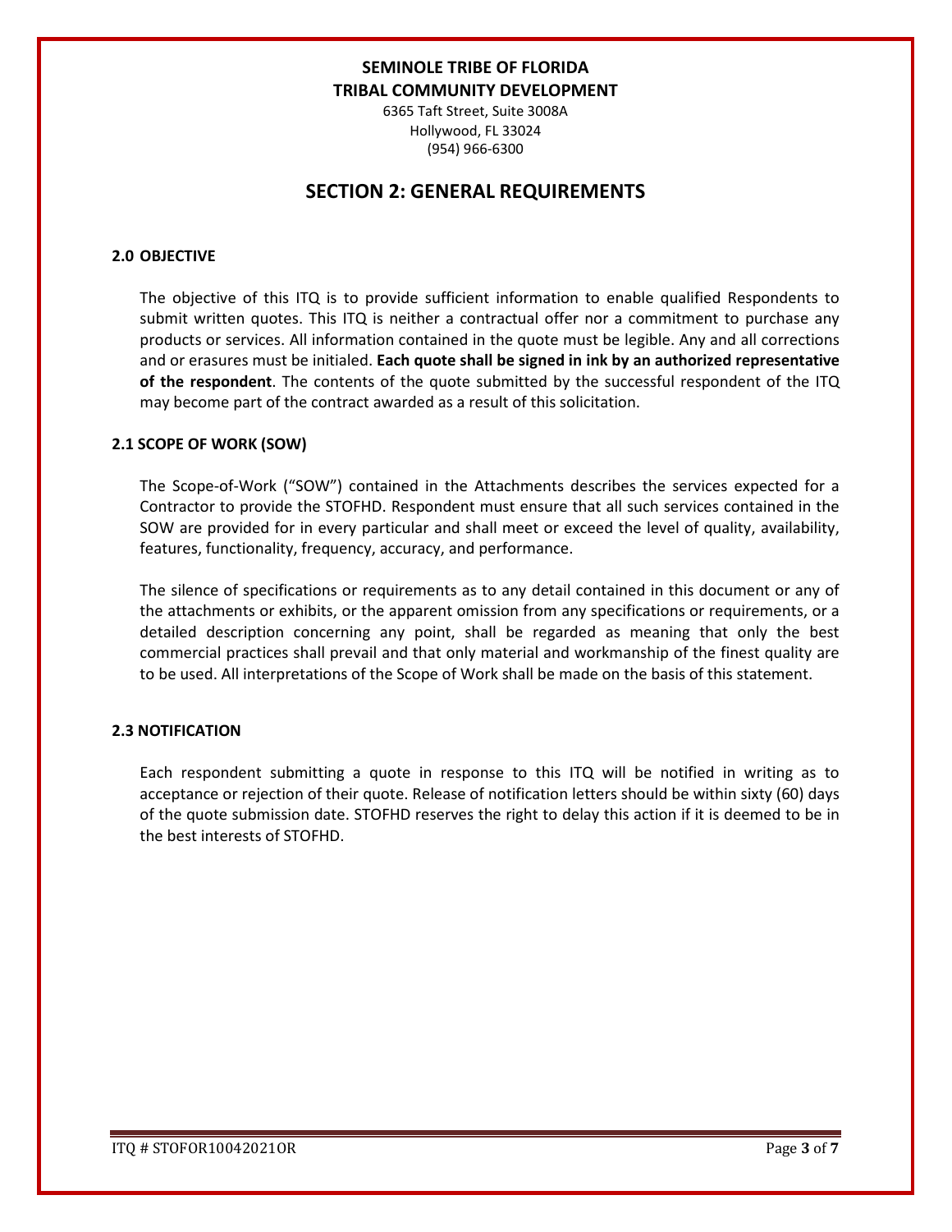**SEMINOLE TRIBE OF FLORIDA**
**TRIBAL COMMUNITY DEVELOPMENT**

6365 Taft Street, Suite 3008A
Hollywood, FL 33024
(954) 966-6300

# SECTION 2: GENERAL REQUIREMENTS

### 2.0 OBJECTIVE

The objective of this ITQ is to provide sufficient information to enable qualified Respondents to submit written quotes. This ITQ is neither a contractual offer nor a commitment to purchase any products or services. All information contained in the quote must be legible. Any and all corrections and or erasures must be initialed. **Each quote shall be signed in ink by an authorized representative of the respondent**. The contents of the quote submitted by the successful respondent of the ITQ may become part of the contract awarded as a result of this solicitation.

### 2.1 SCOPE OF WORK (SOW)

The Scope-of-Work ("SOW") contained in the Attachments describes the services expected for a Contractor to provide the STOFHD. Respondent must ensure that all such services contained in the SOW are provided for in every particular and shall meet or exceed the level of quality, availability, features, functionality, frequency, accuracy, and performance.

The silence of specifications or requirements as to any detail contained in this document or any of the attachments or exhibits, or the apparent omission from any specifications or requirements, or a detailed description concerning any point, shall be regarded as meaning that only the best commercial practices shall prevail and that only material and workmanship of the finest quality are to be used. All interpretations of the Scope of Work shall be made on the basis of this statement.

### 2.3 NOTIFICATION

Each respondent submitting a quote in response to this ITQ will be notified in writing as to acceptance or rejection of their quote. Release of notification letters should be within sixty (60) days of the quote submission date. STOFHD reserves the right to delay this action if it is deemed to be in the best interests of STOFHD.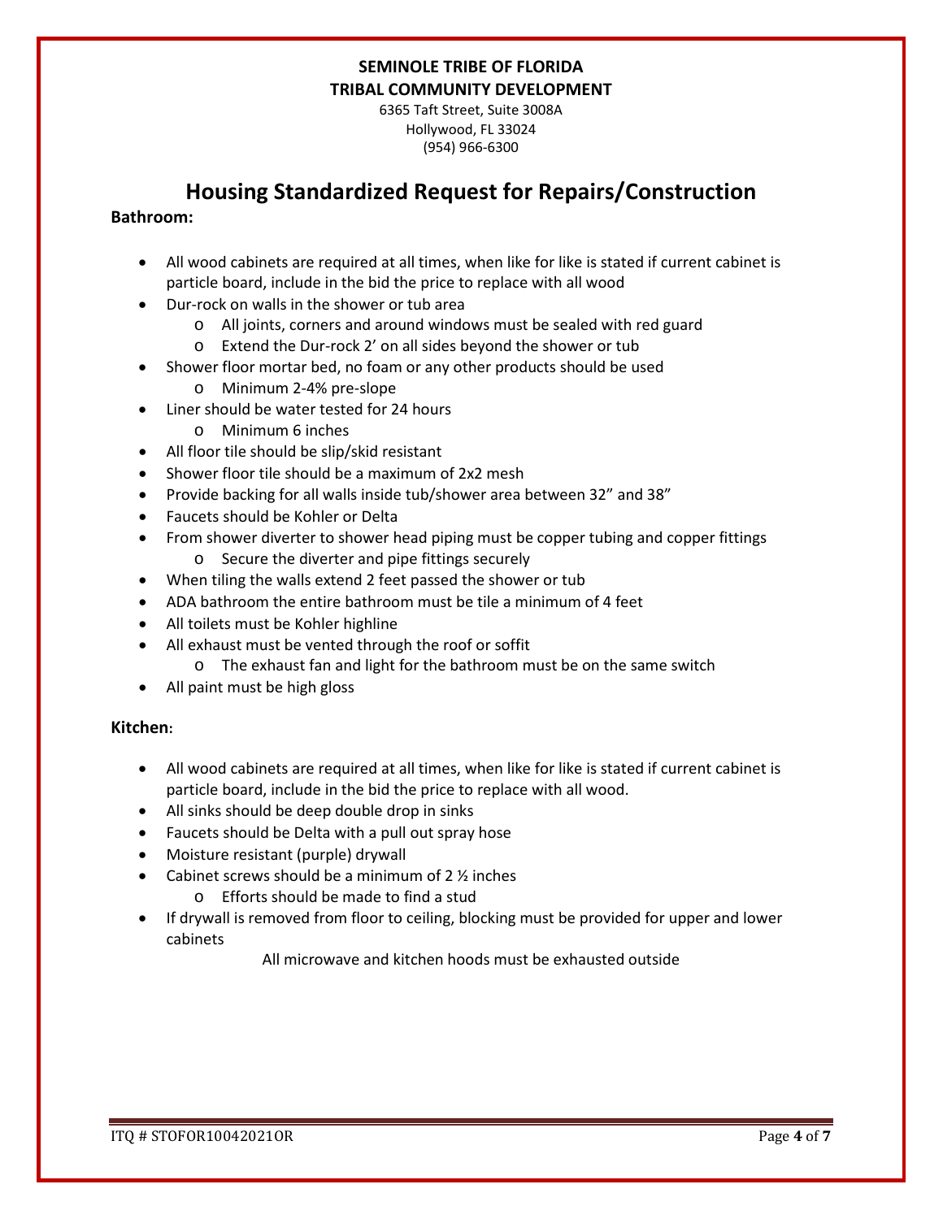**SEMINOLE TRIBE OF FLORIDA**
**TRIBAL COMMUNITY DEVELOPMENT**

6365 Taft Street, Suite 3008A
Hollywood, FL 33024
(954) 966-6300

# Housing Standardized Request for Repairs/Construction

**Bathroom:**

- All wood cabinets are required at all times, when like for like is stated if current cabinet is particle board, include in the bid the price to replace with all wood
- Dur-rock on walls in the shower or tub area
  - All joints, corners and around windows must be sealed with red guard
  - Extend the Dur-rock 2' on all sides beyond the shower or tub
- Shower floor mortar bed, no foam or any other products should be used
  - Minimum 2-4% pre-slope
- Liner should be water tested for 24 hours
  - Minimum 6 inches
- All floor tile should be slip/skid resistant
- Shower floor tile should be a maximum of 2x2 mesh
- Provide backing for all walls inside tub/shower area between 32" and 38"
- Faucets should be Kohler or Delta
- From shower diverter to shower head piping must be copper tubing and copper fittings
  - Secure the diverter and pipe fittings securely
- When tiling the walls extend 2 feet passed the shower or tub
- ADA bathroom the entire bathroom must be tile a minimum of 4 feet
- All toilets must be Kohler highline
- All exhaust must be vented through the roof or soffit
  - The exhaust fan and light for the bathroom must be on the same switch
- All paint must be high gloss

**Kitchen:**

- All wood cabinets are required at all times, when like for like is stated if current cabinet is particle board, include in the bid the price to replace with all wood.
- All sinks should be deep double drop in sinks
- Faucets should be Delta with a pull out spray hose
- Moisture resistant (purple) drywall
- Cabinet screws should be a minimum of 2 ½ inches
  - Efforts should be made to find a stud
- If drywall is removed from floor to ceiling, blocking must be provided for upper and lower cabinets

All microwave and kitchen hoods must be exhausted outside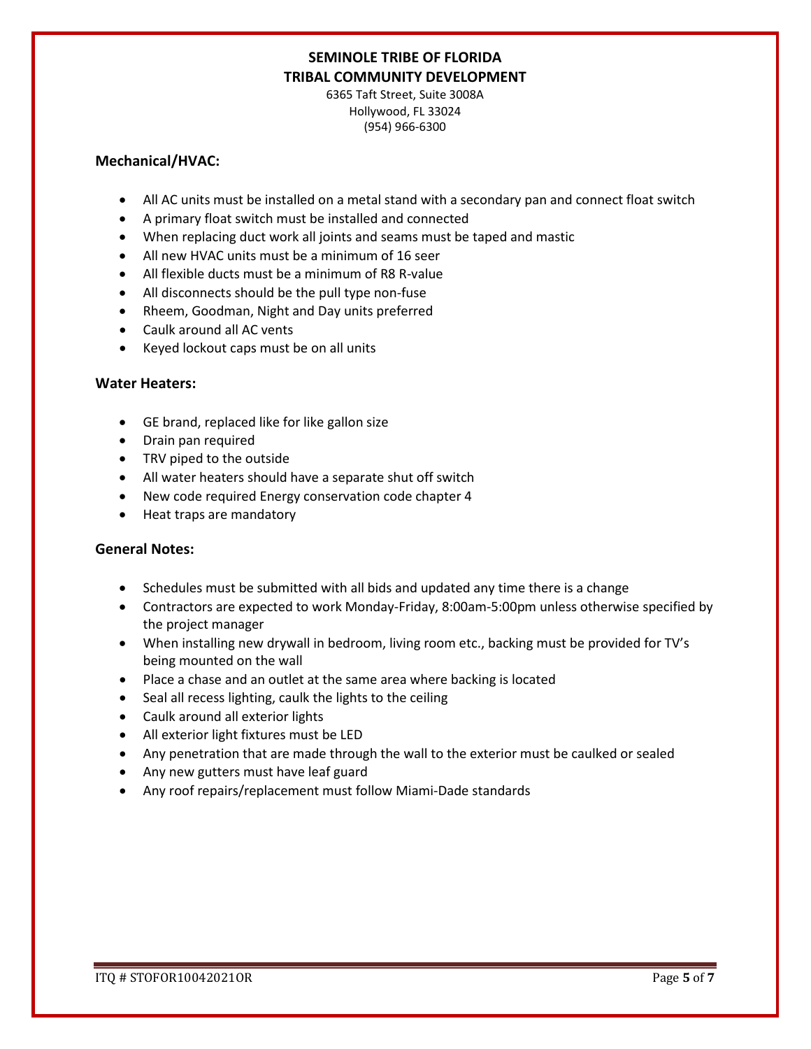**SEMINOLE TRIBE OF FLORIDA**
**TRIBAL COMMUNITY DEVELOPMENT**
6365 Taft Street, Suite 3008A
Hollywood, FL 33024
(954) 966-6300

### Mechanical/HVAC:

- All AC units must be installed on a metal stand with a secondary pan and connect float switch
- A primary float switch must be installed and connected
- When replacing duct work all joints and seams must be taped and mastic
- All new HVAC units must be a minimum of 16 seer
- All flexible ducts must be a minimum of R8 R-value
- All disconnects should be the pull type non-fuse
- Rheem, Goodman, Night and Day units preferred
- Caulk around all AC vents
- Keyed lockout caps must be on all units

### Water Heaters:

- GE brand, replaced like for like gallon size
- Drain pan required
- TRV piped to the outside
- All water heaters should have a separate shut off switch
- New code required Energy conservation code chapter 4
- Heat traps are mandatory

### General Notes:

- Schedules must be submitted with all bids and updated any time there is a change
- Contractors are expected to work Monday-Friday, 8:00am-5:00pm unless otherwise specified by the project manager
- When installing new drywall in bedroom, living room etc., backing must be provided for TV's being mounted on the wall
- Place a chase and an outlet at the same area where backing is located
- Seal all recess lighting, caulk the lights to the ceiling
- Caulk around all exterior lights
- All exterior light fixtures must be LED
- Any penetration that are made through the wall to the exterior must be caulked or sealed
- Any new gutters must have leaf guard
- Any roof repairs/replacement must follow Miami-Dade standards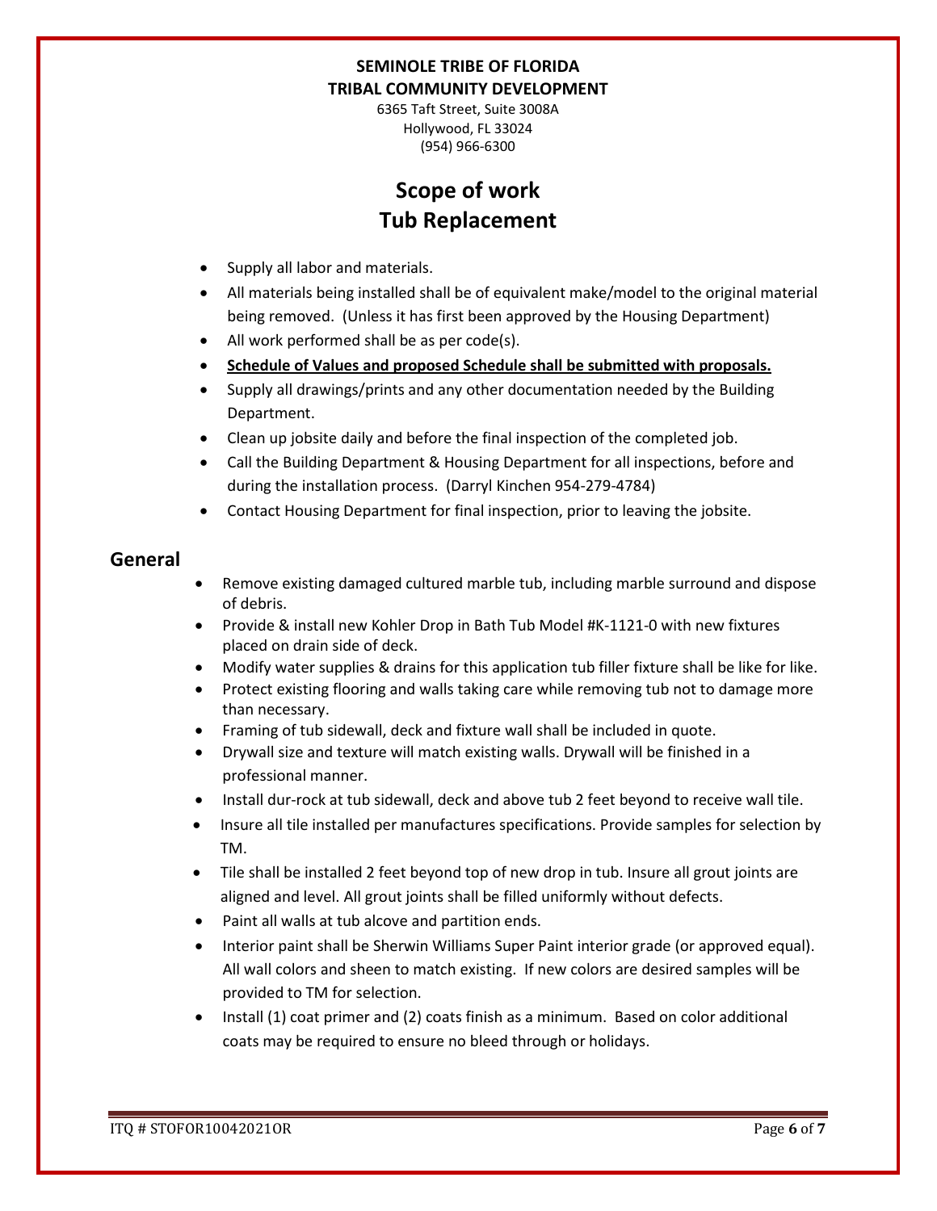**SEMINOLE TRIBE OF FLORIDA**
**TRIBAL COMMUNITY DEVELOPMENT**

6365 Taft Street, Suite 3008A
Hollywood, FL 33024
(954) 966-6300

# Scope of work
# Tub Replacement

- Supply all labor and materials.
- All materials being installed shall be of equivalent make/model to the original material being removed. (Unless it has first been approved by the Housing Department)
- All work performed shall be as per code(s).
- **Schedule of Values and proposed Schedule shall be submitted with proposals.**
- Supply all drawings/prints and any other documentation needed by the Building Department.
- Clean up jobsite daily and before the final inspection of the completed job.
- Call the Building Department & Housing Department for all inspections, before and during the installation process. (Darryl Kinchen 954-279-4784)
- Contact Housing Department for final inspection, prior to leaving the jobsite.

## General

- Remove existing damaged cultured marble tub, including marble surround and dispose of debris.
- Provide & install new Kohler Drop in Bath Tub Model #K-1121-0 with new fixtures placed on drain side of deck.
- Modify water supplies & drains for this application tub filler fixture shall be like for like.
- Protect existing flooring and walls taking care while removing tub not to damage more than necessary.
- Framing of tub sidewall, deck and fixture wall shall be included in quote.
- Drywall size and texture will match existing walls. Drywall will be finished in a professional manner.
- Install dur-rock at tub sidewall, deck and above tub 2 feet beyond to receive wall tile.
- Insure all tile installed per manufactures specifications. Provide samples for selection by TM.
- Tile shall be installed 2 feet beyond top of new drop in tub. Insure all grout joints are aligned and level. All grout joints shall be filled uniformly without defects.
- Paint all walls at tub alcove and partition ends.
- Interior paint shall be Sherwin Williams Super Paint interior grade (or approved equal). All wall colors and sheen to match existing. If new colors are desired samples will be provided to TM for selection.
- Install (1) coat primer and (2) coats finish as a minimum. Based on color additional coats may be required to ensure no bleed through or holidays.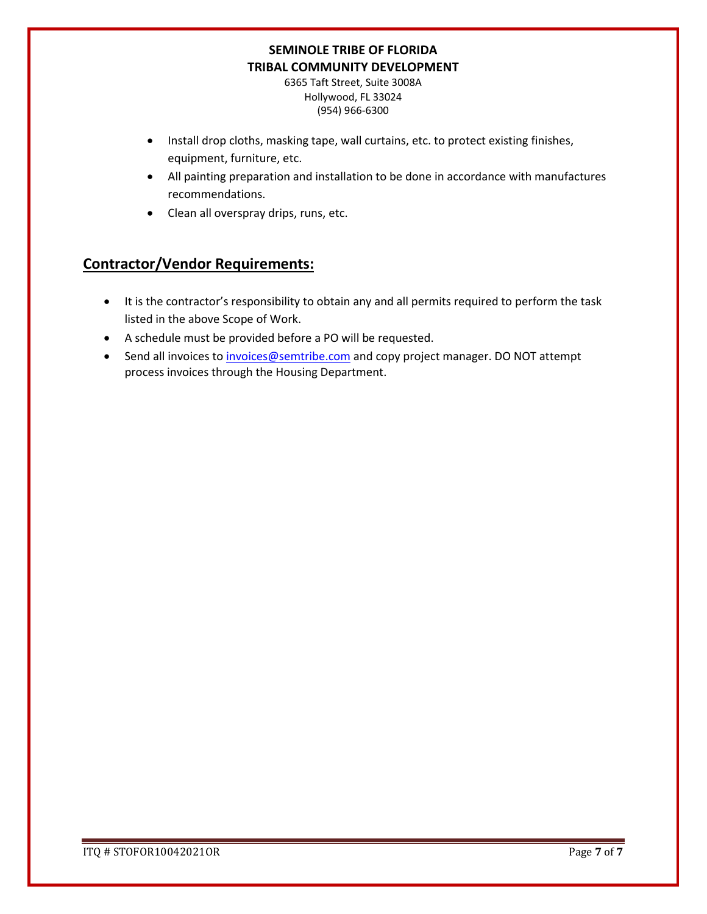- Install drop cloths, masking tape, wall curtains, etc. to protect existing finishes, equipment, furniture, etc.
- All painting preparation and installation to be done in accordance with manufactures recommendations.
- Clean all overspray drips, runs, etc.

## Contractor/Vendor Requirements:

- It is the contractor's responsibility to obtain any and all permits required to perform the task listed in the above Scope of Work.
- A schedule must be provided before a PO will be requested.
- Send all invoices to invoices@semtribe.com and copy project manager. DO NOT attempt process invoices through the Housing Department.